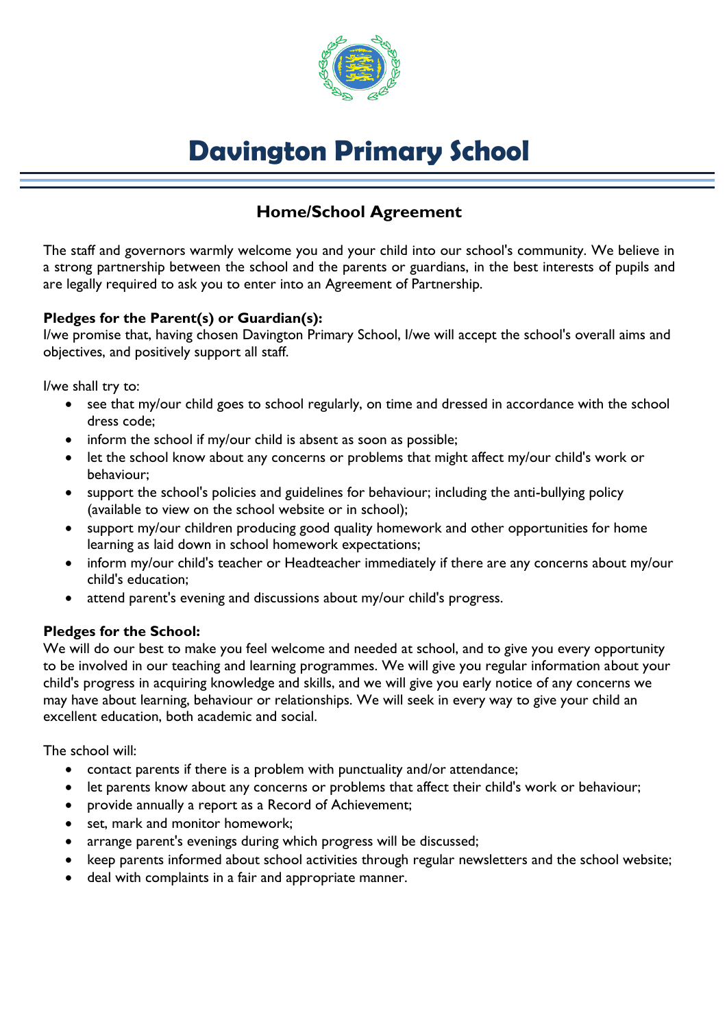# Davington Primary School

## Home/School Agreement

The staff and governors warmly welcome you and your child into our school's community. We believe in a strong partnership between the school and the parents or guardians, in the best interests of pupils and are legally required to ask you to enter into an Agreement of Partnership.

**Pledges for the Parent(s) or Guardian(s):**
I/we promise that, having chosen Davington Primary School, I/we will accept the school's overall aims and objectives, and positively support all staff.

I/we shall try to:

- see that my/our child goes to school regularly, on time and dressed in accordance with the school dress code;
- inform the school if my/our child is absent as soon as possible;
- let the school know about any concerns or problems that might affect my/our child's work or behaviour;
- support the school's policies and guidelines for behaviour; including the anti-bullying policy (available to view on the school website or in school);
- support my/our children producing good quality homework and other opportunities for home learning as laid down in school homework expectations;
- inform my/our child's teacher or Headteacher immediately if there are any concerns about my/our child's education;
- attend parent's evening and discussions about my/our child's progress.

**Pledges for the School:**
We will do our best to make you feel welcome and needed at school, and to give you every opportunity to be involved in our teaching and learning programmes. We will give you regular information about your child's progress in acquiring knowledge and skills, and we will give you early notice of any concerns we may have about learning, behaviour or relationships. We will seek in every way to give your child an excellent education, both academic and social.

The school will:

- contact parents if there is a problem with punctuality and/or attendance;
- let parents know about any concerns or problems that affect their child's work or behaviour;
- provide annually a report as a Record of Achievement;
- set, mark and monitor homework;
- arrange parent's evenings during which progress will be discussed;
- keep parents informed about school activities through regular newsletters and the school website;
- deal with complaints in a fair and appropriate manner.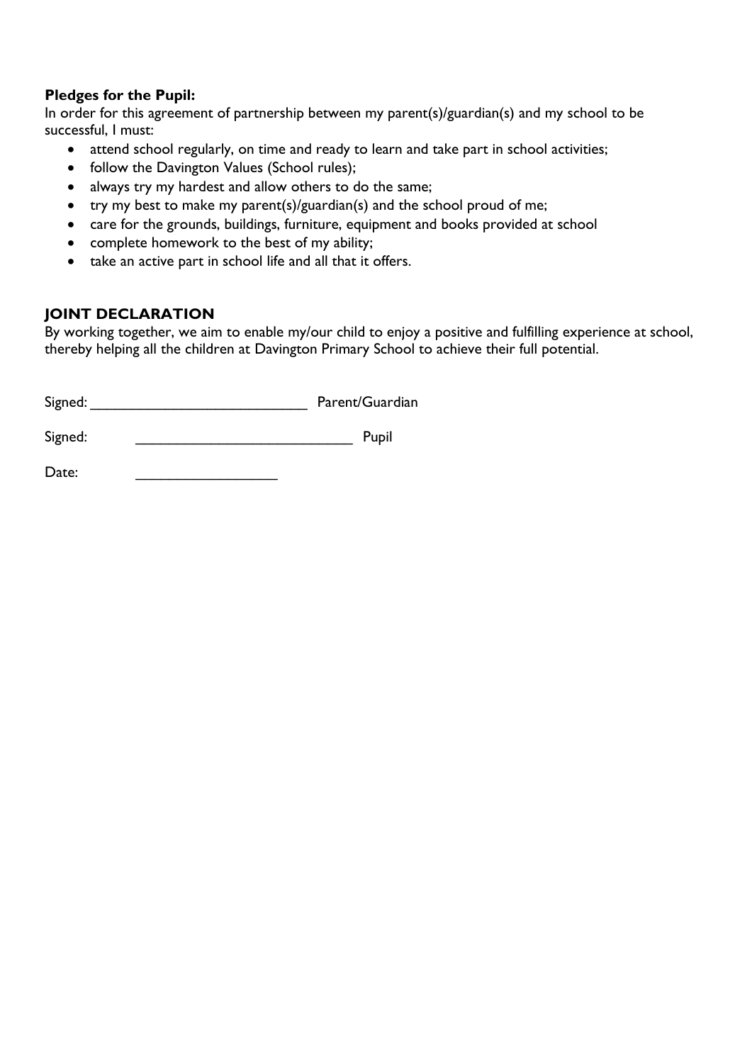**Pledges for the Pupil:**
In order for this agreement of partnership between my parent(s)/guardian(s) and my school to be successful, I must:

- attend school regularly, on time and ready to learn and take part in school activities;
- follow the Davington Values (School rules);
- always try my hardest and allow others to do the same;
- try my best to make my parent(s)/guardian(s) and the school proud of me;
- care for the grounds, buildings, furniture, equipment and books provided at school
- complete homework to the best of my ability;
- take an active part in school life and all that it offers.

## JOINT DECLARATION

By working together, we aim to enable my/our child to enjoy a positive and fulfilling experience at school, thereby helping all the children at Davington Primary School to achieve their full potential.

Signed: ___________________________ Parent/Guardian

Signed: ___________________________ Pupil

Date: _________________